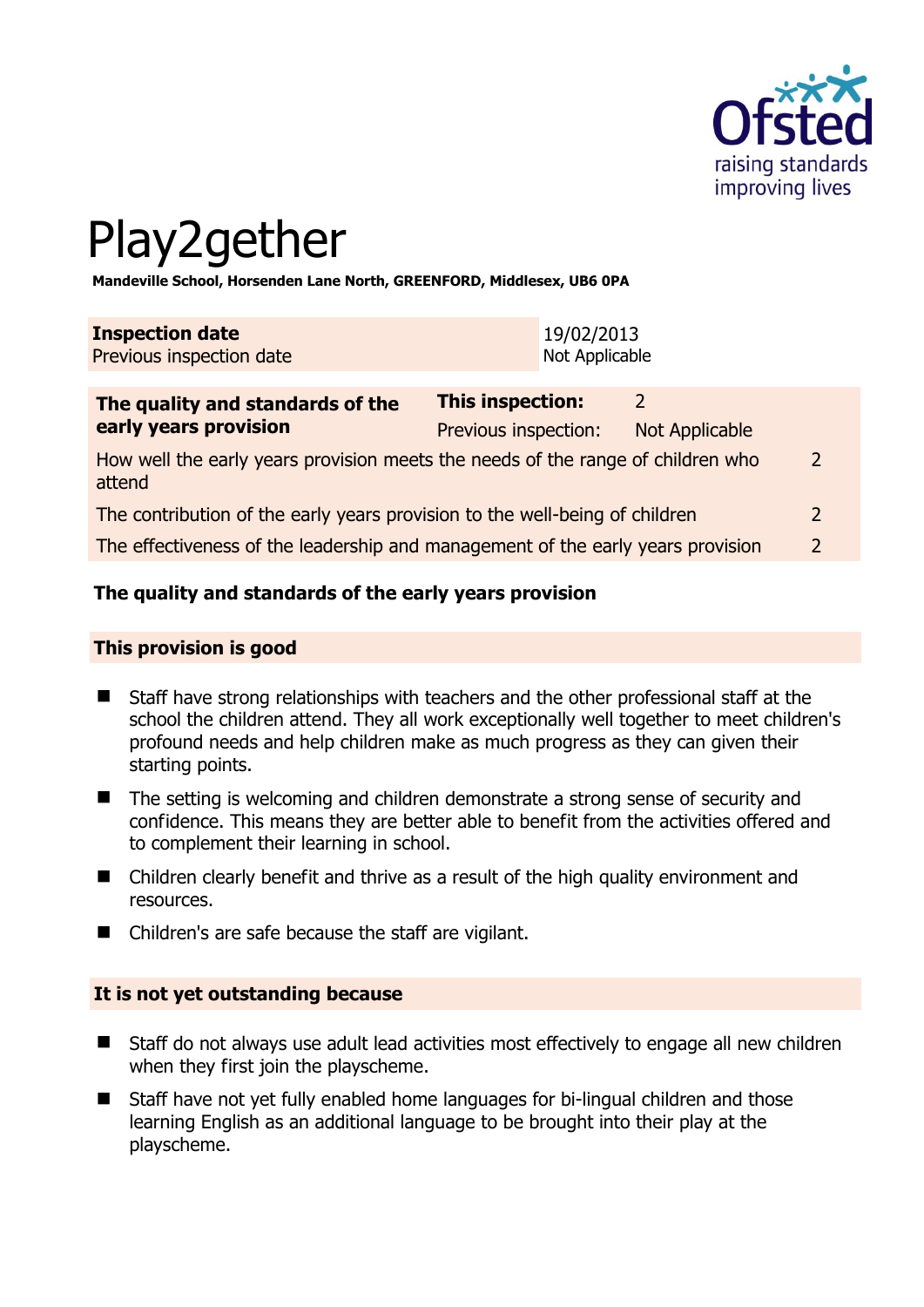# Play2gether

**Mandeville School, Horsenden Lane North, GREENFORD, Middlesex, UB6 0PA**

| **Inspection date** | 19/02/2013 |
|---|---|
| Previous inspection date | Not Applicable |

| **The quality and standards of the early years provision** | **This inspection:** | 2 |
|---|---|---|
| | Previous inspection: | Not Applicable |
| How well the early years provision meets the needs of the range of children who attend | | 2 |
| The contribution of the early years provision to the well-being of children | | 2 |
| The effectiveness of the leadership and management of the early years provision | | 2 |

## The quality and standards of the early years provision

### This provision is good

- Staff have strong relationships with teachers and the other professional staff at the school the children attend. They all work exceptionally well together to meet children's profound needs and help children make as much progress as they can given their starting points.
- The setting is welcoming and children demonstrate a strong sense of security and confidence. This means they are better able to benefit from the activities offered and to complement their learning in school.
- Children clearly benefit and thrive as a result of the high quality environment and resources.
- Children's are safe because the staff are vigilant.

### It is not yet outstanding because

- Staff do not always use adult lead activities most effectively to engage all new children when they first join the playscheme.
- Staff have not yet fully enabled home languages for bi-lingual children and those learning English as an additional language to be brought into their play at the playscheme.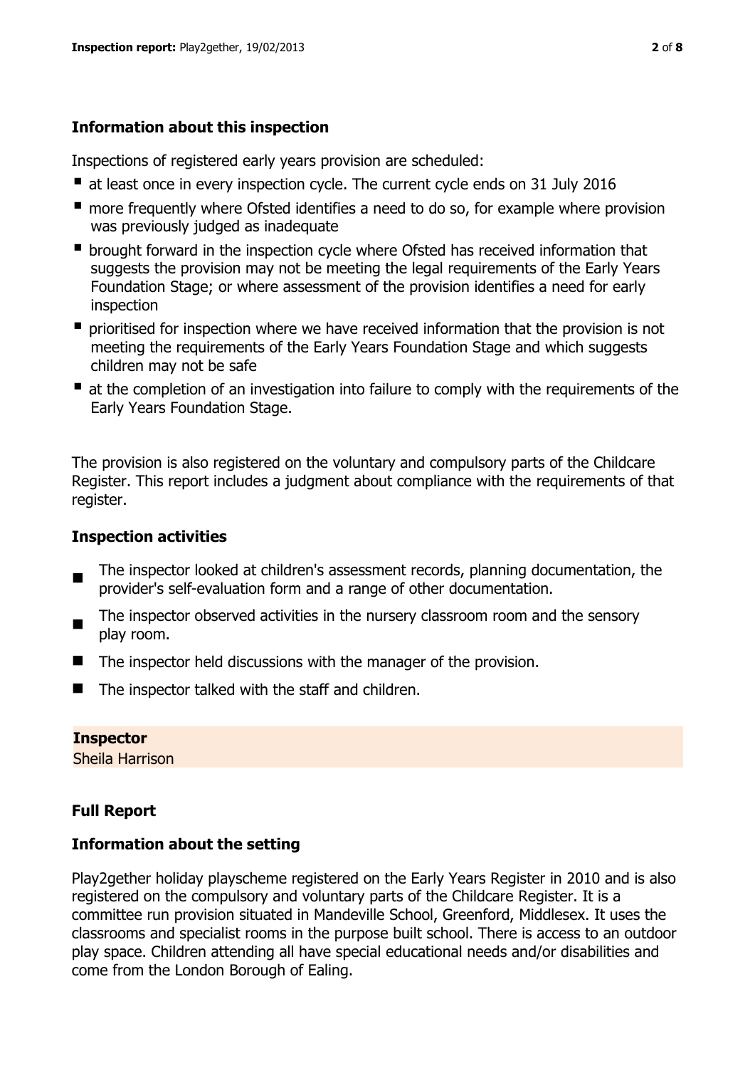## Information about this inspection

Inspections of registered early years provision are scheduled:

- at least once in every inspection cycle. The current cycle ends on 31 July 2016
- more frequently where Ofsted identifies a need to do so, for example where provision was previously judged as inadequate
- brought forward in the inspection cycle where Ofsted has received information that suggests the provision may not be meeting the legal requirements of the Early Years Foundation Stage; or where assessment of the provision identifies a need for early inspection
- prioritised for inspection where we have received information that the provision is not meeting the requirements of the Early Years Foundation Stage and which suggests children may not be safe
- at the completion of an investigation into failure to comply with the requirements of the Early Years Foundation Stage.

The provision is also registered on the voluntary and compulsory parts of the Childcare Register. This report includes a judgment about compliance with the requirements of that register.

## Inspection activities

- The inspector looked at children's assessment records, planning documentation, the provider's self-evaluation form and a range of other documentation.
- The inspector observed activities in the nursery classroom room and the sensory play room.
- The inspector held discussions with the manager of the provision.
- The inspector talked with the staff and children.

**Inspector**
Sheila Harrison

## Full Report

## Information about the setting

Play2gether holiday playscheme registered on the Early Years Register in 2010 and is also registered on the compulsory and voluntary parts of the Childcare Register. It is a committee run provision situated in Mandeville School, Greenford, Middlesex. It uses the classrooms and specialist rooms in the purpose built school. There is access to an outdoor play space. Children attending all have special educational needs and/or disabilities and come from the London Borough of Ealing.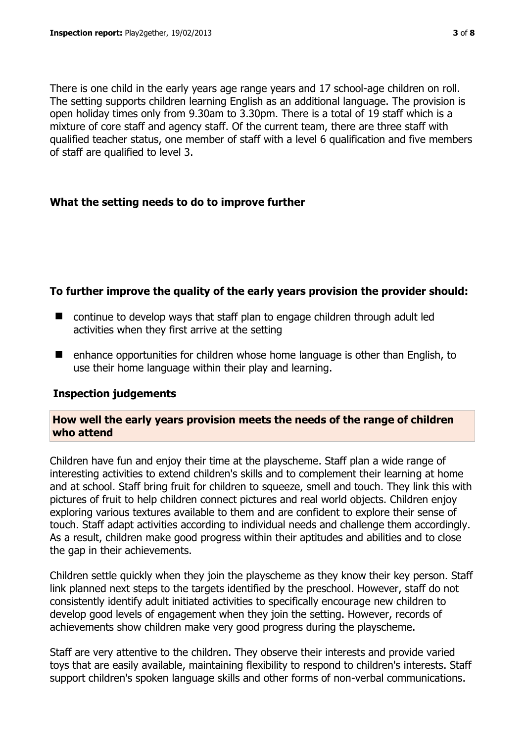There is one child in the early years age range years and 17 school-age children on roll. The setting supports children learning English as an additional language. The provision is open holiday times only from 9.30am to 3.30pm. There is a total of 19 staff which is a mixture of core staff and agency staff. Of the current team, there are three staff with qualified teacher status, one member of staff with a level 6 qualification and five members of staff are qualified to level 3.

## What the setting needs to do to improve further

### To further improve the quality of the early years provision the provider should:

- continue to develop ways that staff plan to engage children through adult led activities when they first arrive at the setting
- enhance opportunities for children whose home language is other than English, to use their home language within their play and learning.

## Inspection judgements

### How well the early years provision meets the needs of the range of children who attend

Children have fun and enjoy their time at the playscheme. Staff plan a wide range of interesting activities to extend children's skills and to complement their learning at home and at school. Staff bring fruit for children to squeeze, smell and touch. They link this with pictures of fruit to help children connect pictures and real world objects. Children enjoy exploring various textures available to them and are confident to explore their sense of touch. Staff adapt activities according to individual needs and challenge them accordingly. As a result, children make good progress within their aptitudes and abilities and to close the gap in their achievements.

Children settle quickly when they join the playscheme as they know their key person. Staff link planned next steps to the targets identified by the preschool. However, staff do not consistently identify adult initiated activities to specifically encourage new children to develop good levels of engagement when they join the setting. However, records of achievements show children make very good progress during the playscheme.

Staff are very attentive to the children. They observe their interests and provide varied toys that are easily available, maintaining flexibility to respond to children's interests. Staff support children's spoken language skills and other forms of non-verbal communications.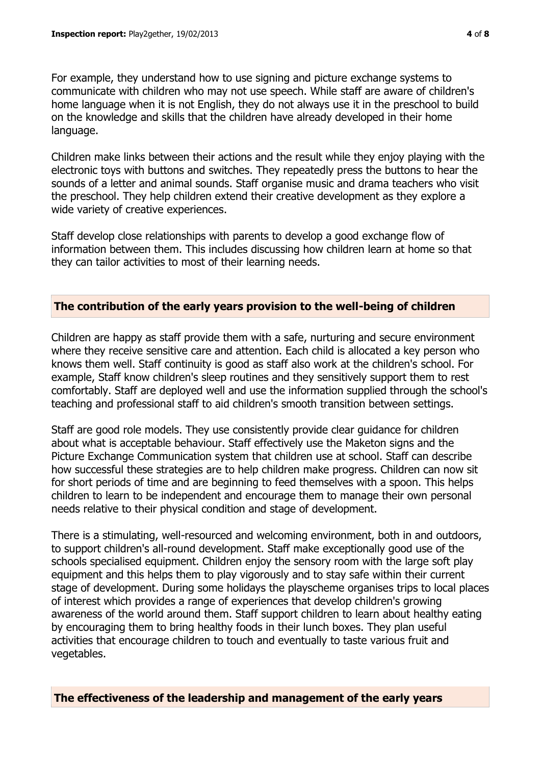For example, they understand how to use signing and picture exchange systems to communicate with children who may not use speech. While staff are aware of children's home language when it is not English, they do not always use it in the preschool to build on the knowledge and skills that the children have already developed in their home language.

Children make links between their actions and the result while they enjoy playing with the electronic toys with buttons and switches. They repeatedly press the buttons to hear the sounds of a letter and animal sounds. Staff organise music and drama teachers who visit the preschool. They help children extend their creative development as they explore a wide variety of creative experiences.

Staff develop close relationships with parents to develop a good exchange flow of information between them. This includes discussing how children learn at home so that they can tailor activities to most of their learning needs.

## The contribution of the early years provision to the well-being of children

Children are happy as staff provide them with a safe, nurturing and secure environment where they receive sensitive care and attention. Each child is allocated a key person who knows them well. Staff continuity is good as staff also work at the children's school. For example, Staff know children's sleep routines and they sensitively support them to rest comfortably. Staff are deployed well and use the information supplied through the school's teaching and professional staff to aid children's smooth transition between settings.

Staff are good role models. They use consistently provide clear guidance for children about what is acceptable behaviour. Staff effectively use the Maketon signs and the Picture Exchange Communication system that children use at school. Staff can describe how successful these strategies are to help children make progress. Children can now sit for short periods of time and are beginning to feed themselves with a spoon. This helps children to learn to be independent and encourage them to manage their own personal needs relative to their physical condition and stage of development.

There is a stimulating, well-resourced and welcoming environment, both in and outdoors, to support children's all-round development. Staff make exceptionally good use of the schools specialised equipment. Children enjoy the sensory room with the large soft play equipment and this helps them to play vigorously and to stay safe within their current stage of development. During some holidays the playscheme organises trips to local places of interest which provides a range of experiences that develop children's growing awareness of the world around them. Staff support children to learn about healthy eating by encouraging them to bring healthy foods in their lunch boxes. They plan useful activities that encourage children to touch and eventually to taste various fruit and vegetables.

## The effectiveness of the leadership and management of the early years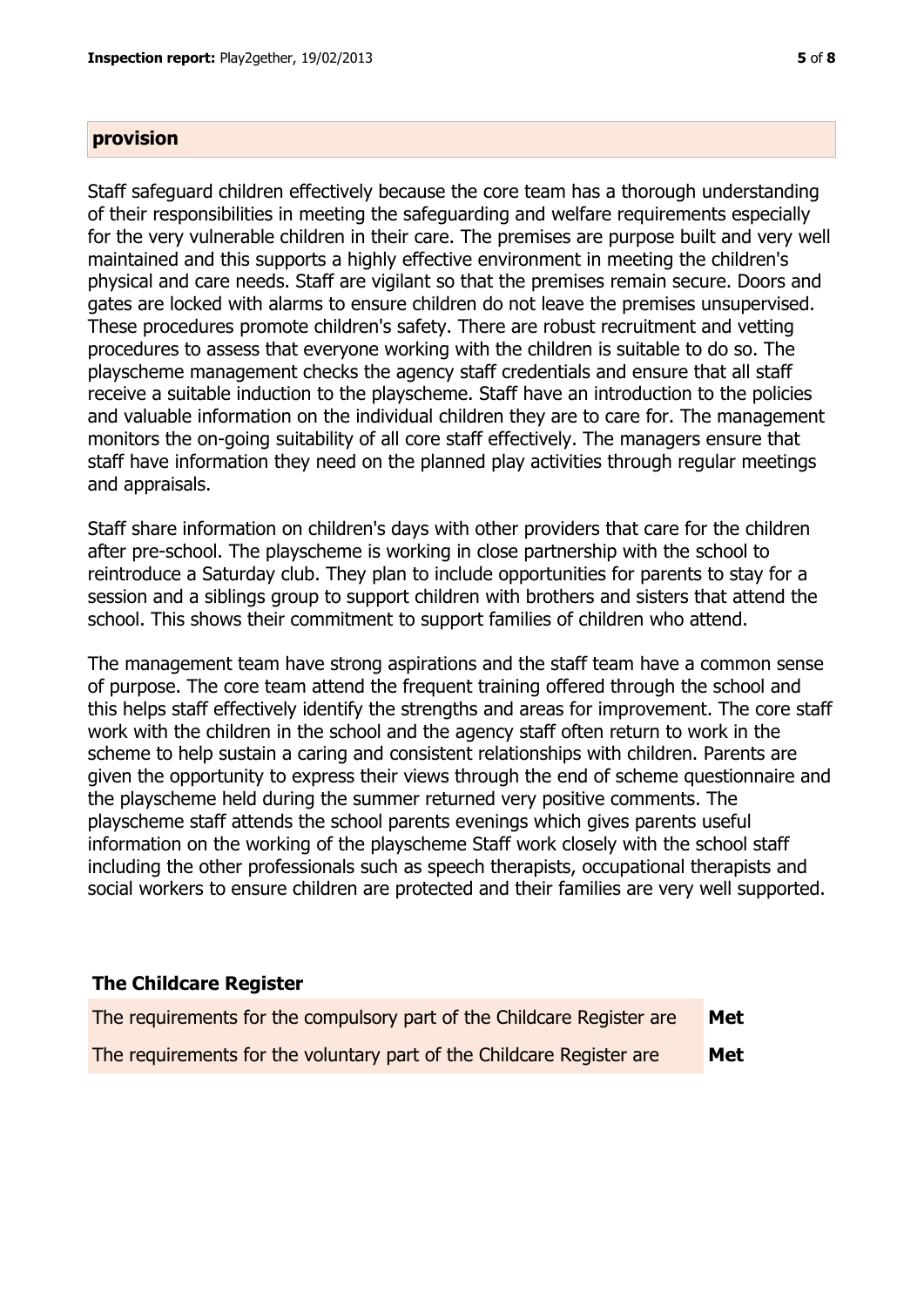**provision**

Staff safeguard children effectively because the core team has a thorough understanding of their responsibilities in meeting the safeguarding and welfare requirements especially for the very vulnerable children in their care. The premises are purpose built and very well maintained and this supports a highly effective environment in meeting the children's physical and care needs. Staff are vigilant so that the premises remain secure. Doors and gates are locked with alarms to ensure children do not leave the premises unsupervised. These procedures promote children's safety. There are robust recruitment and vetting procedures to assess that everyone working with the children is suitable to do so. The playscheme management checks the agency staff credentials and ensure that all staff receive a suitable induction to the playscheme. Staff have an introduction to the policies and valuable information on the individual children they are to care for. The management monitors the on-going suitability of all core staff effectively. The managers ensure that staff have information they need on the planned play activities through regular meetings and appraisals.

Staff share information on children's days with other providers that care for the children after pre-school. The playscheme is working in close partnership with the school to reintroduce a Saturday club. They plan to include opportunities for parents to stay for a session and a siblings group to support children with brothers and sisters that attend the school. This shows their commitment to support families of children who attend.

The management team have strong aspirations and the staff team have a common sense of purpose. The core team attend the frequent training offered through the school and this helps staff effectively identify the strengths and areas for improvement. The core staff work with the children in the school and the agency staff often return to work in the scheme to help sustain a caring and consistent relationships with children. Parents are given the opportunity to express their views through the end of scheme questionnaire and the playscheme held during the summer returned very positive comments. The playscheme staff attends the school parents evenings which gives parents useful information on the working of the playscheme Staff work closely with the school staff including the other professionals such as speech therapists, occupational therapists and social workers to ensure children are protected and their families are very well supported.

## The Childcare Register

| | |
|---|---|
| The requirements for the compulsory part of the Childcare Register are | **Met** |
| The requirements for the voluntary part of the Childcare Register are | **Met** |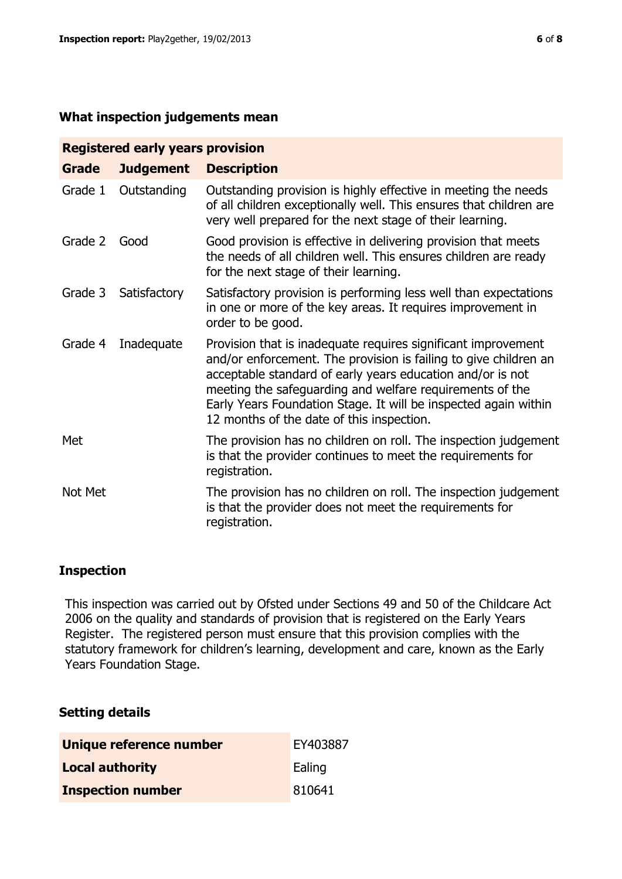## What inspection judgements mean

| Registered early years provision | | |
|---|---|---|
| **Grade** | **Judgement** | **Description** |
| Grade 1 | Outstanding | Outstanding provision is highly effective in meeting the needs of all children exceptionally well. This ensures that children are very well prepared for the next stage of their learning. |
| Grade 2 | Good | Good provision is effective in delivering provision that meets the needs of all children well. This ensures children are ready for the next stage of their learning. |
| Grade 3 | Satisfactory | Satisfactory provision is performing less well than expectations in one or more of the key areas. It requires improvement in order to be good. |
| Grade 4 | Inadequate | Provision that is inadequate requires significant improvement and/or enforcement. The provision is failing to give children an acceptable standard of early years education and/or is not meeting the safeguarding and welfare requirements of the Early Years Foundation Stage. It will be inspected again within 12 months of the date of this inspection. |
| Met | | The provision has no children on roll. The inspection judgement is that the provider continues to meet the requirements for registration. |
| Not Met | | The provision has no children on roll. The inspection judgement is that the provider does not meet the requirements for registration. |

## Inspection

This inspection was carried out by Ofsted under Sections 49 and 50 of the Childcare Act 2006 on the quality and standards of provision that is registered on the Early Years Register. The registered person must ensure that this provision complies with the statutory framework for children's learning, development and care, known as the Early Years Foundation Stage.

## Setting details

| | |
|---|---|
| **Unique reference number** | EY403887 |
| **Local authority** | Ealing |
| **Inspection number** | 810641 |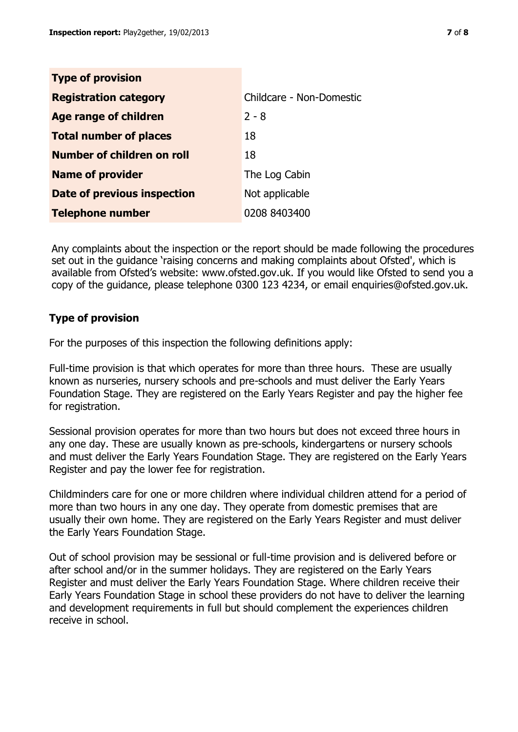| Type of provision | |
|---|---|
| **Registration category** | Childcare - Non-Domestic |
| **Age range of children** | 2 - 8 |
| **Total number of places** | 18 |
| **Number of children on roll** | 18 |
| **Name of provider** | The Log Cabin |
| **Date of previous inspection** | Not applicable |
| **Telephone number** | 0208 8403400 |

Any complaints about the inspection or the report should be made following the procedures set out in the guidance 'raising concerns and making complaints about Ofsted', which is available from Ofsted's website: www.ofsted.gov.uk. If you would like Ofsted to send you a copy of the guidance, please telephone 0300 123 4234, or email enquiries@ofsted.gov.uk.

## Type of provision

For the purposes of this inspection the following definitions apply:

Full-time provision is that which operates for more than three hours. These are usually known as nurseries, nursery schools and pre-schools and must deliver the Early Years Foundation Stage. They are registered on the Early Years Register and pay the higher fee for registration.

Sessional provision operates for more than two hours but does not exceed three hours in any one day. These are usually known as pre-schools, kindergartens or nursery schools and must deliver the Early Years Foundation Stage. They are registered on the Early Years Register and pay the lower fee for registration.

Childminders care for one or more children where individual children attend for a period of more than two hours in any one day. They operate from domestic premises that are usually their own home. They are registered on the Early Years Register and must deliver the Early Years Foundation Stage.

Out of school provision may be sessional or full-time provision and is delivered before or after school and/or in the summer holidays. They are registered on the Early Years Register and must deliver the Early Years Foundation Stage. Where children receive their Early Years Foundation Stage in school these providers do not have to deliver the learning and development requirements in full but should complement the experiences children receive in school.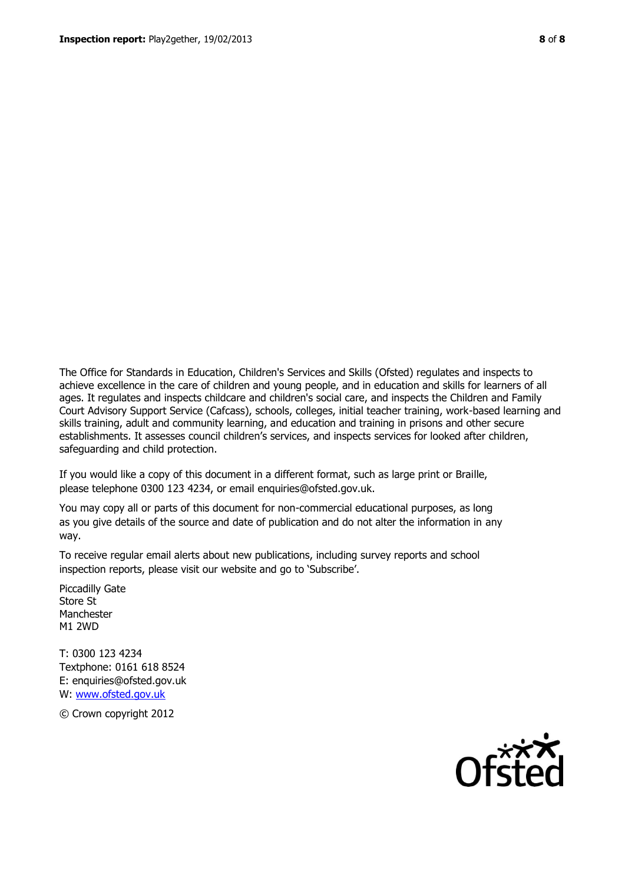The Office for Standards in Education, Children's Services and Skills (Ofsted) regulates and inspects to achieve excellence in the care of children and young people, and in education and skills for learners of all ages. It regulates and inspects childcare and children's social care, and inspects the Children and Family Court Advisory Support Service (Cafcass), schools, colleges, initial teacher training, work-based learning and skills training, adult and community learning, and education and training in prisons and other secure establishments. It assesses council children's services, and inspects services for looked after children, safeguarding and child protection.

If you would like a copy of this document in a different format, such as large print or Braille, please telephone 0300 123 4234, or email enquiries@ofsted.gov.uk.

You may copy all or parts of this document for non-commercial educational purposes, as long as you give details of the source and date of publication and do not alter the information in any way.

To receive regular email alerts about new publications, including survey reports and school inspection reports, please visit our website and go to 'Subscribe'.

Piccadilly Gate
Store St
Manchester
M1 2WD

T: 0300 123 4234
Textphone: 0161 618 8524
E: enquiries@ofsted.gov.uk
W: [www.ofsted.gov.uk](http://www.ofsted.gov.uk)

© Crown copyright 2012

Ofsted